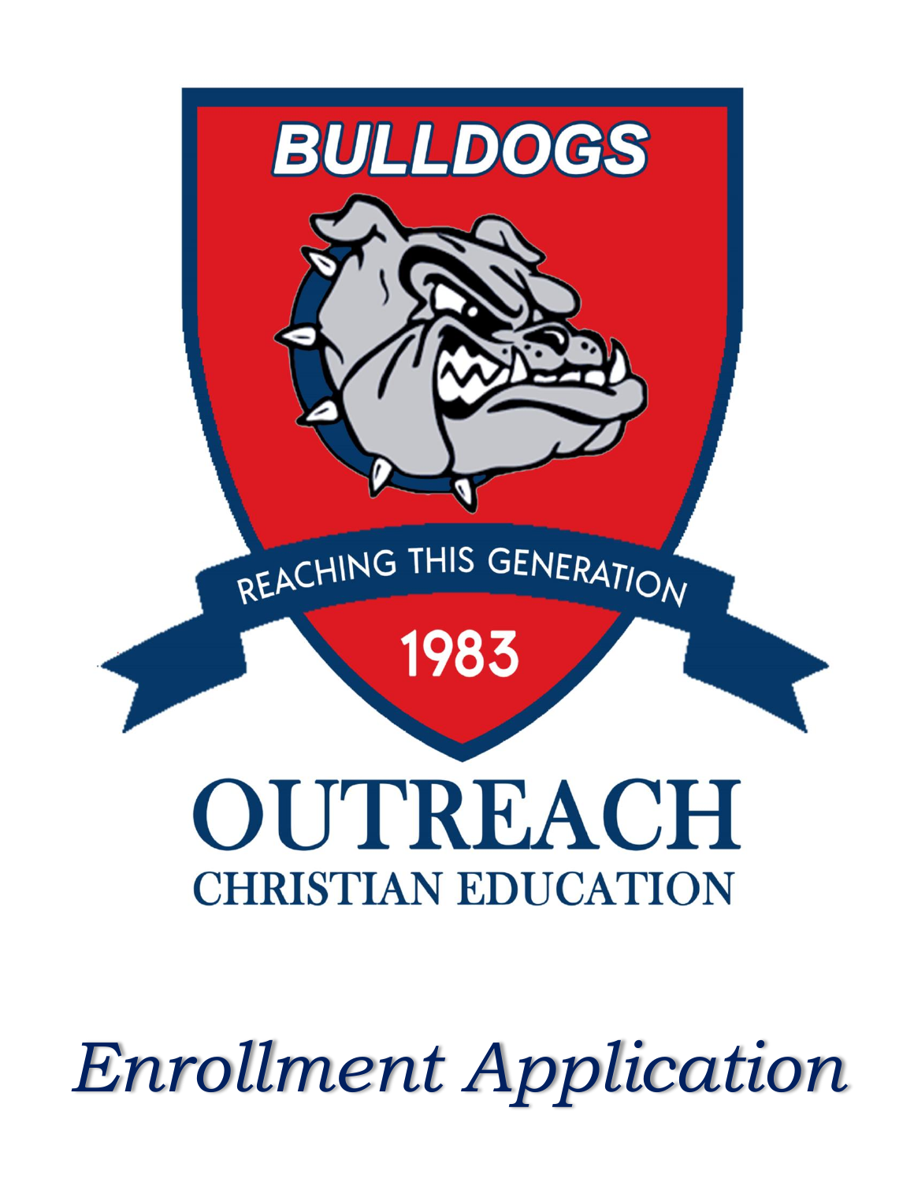BULLDOGS

REACHING THIS GENERATION

1983

# OUTREACH

## CHRISTIAN EDUCATION

# *Enrollment Application*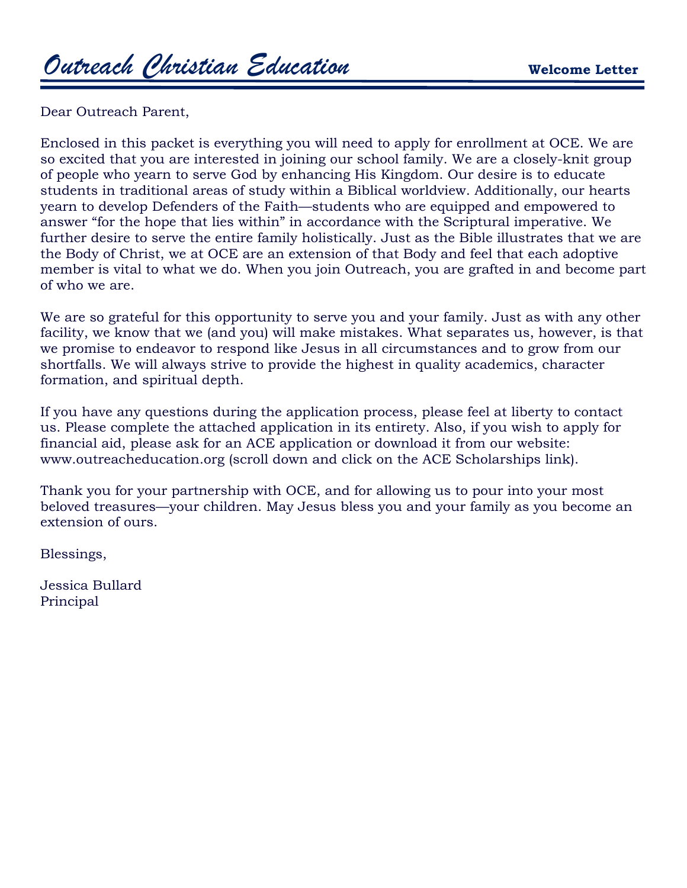# Outreach Christian Education

**Welcome Letter**

Dear Outreach Parent,

Enclosed in this packet is everything you will need to apply for enrollment at OCE. We are so excited that you are interested in joining our school family. We are a closely-knit group of people who yearn to serve God by enhancing His Kingdom. Our desire is to educate students in traditional areas of study within a Biblical worldview. Additionally, our hearts yearn to develop Defenders of the Faith—students who are equipped and empowered to answer "for the hope that lies within" in accordance with the Scriptural imperative. We further desire to serve the entire family holistically. Just as the Bible illustrates that we are the Body of Christ, we at OCE are an extension of that Body and feel that each adoptive member is vital to what we do. When you join Outreach, you are grafted in and become part of who we are.

We are so grateful for this opportunity to serve you and your family. Just as with any other facility, we know that we (and you) will make mistakes. What separates us, however, is that we promise to endeavor to respond like Jesus in all circumstances and to grow from our shortfalls. We will always strive to provide the highest in quality academics, character formation, and spiritual depth.

If you have any questions during the application process, please feel at liberty to contact us. Please complete the attached application in its entirety. Also, if you wish to apply for financial aid, please ask for an ACE application or download it from our website: www.outreacheducation.org (scroll down and click on the ACE Scholarships link).

Thank you for your partnership with OCE, and for allowing us to pour into your most beloved treasures—your children. May Jesus bless you and your family as you become an extension of ours.

Blessings,

Jessica Bullard
Principal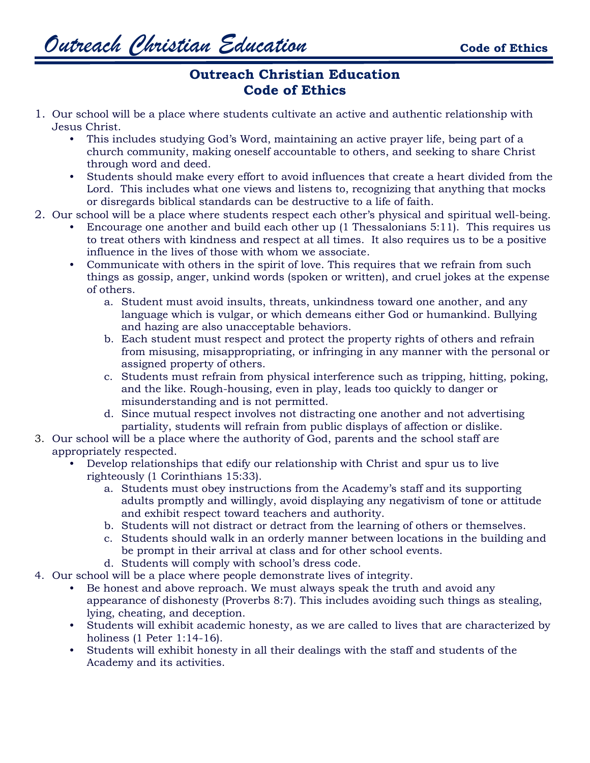# Outreach Christian Education
## Code of Ethics

1. Our school will be a place where students cultivate an active and authentic relationship with Jesus Christ.
   - This includes studying God's Word, maintaining an active prayer life, being part of a church community, making oneself accountable to others, and seeking to share Christ through word and deed.
   - Students should make every effort to avoid influences that create a heart divided from the Lord. This includes what one views and listens to, recognizing that anything that mocks or disregards biblical standards can be destructive to a life of faith.
2. Our school will be a place where students respect each other's physical and spiritual well-being.
   - Encourage one another and build each other up (1 Thessalonians 5:11). This requires us to treat others with kindness and respect at all times. It also requires us to be a positive influence in the lives of those with whom we associate.
   - Communicate with others in the spirit of love. This requires that we refrain from such things as gossip, anger, unkind words (spoken or written), and cruel jokes at the expense of others.
     a. Student must avoid insults, threats, unkindness toward one another, and any language which is vulgar, or which demeans either God or humankind. Bullying and hazing are also unacceptable behaviors.
     b. Each student must respect and protect the property rights of others and refrain from misusing, misappropriating, or infringing in any manner with the personal or assigned property of others.
     c. Students must refrain from physical interference such as tripping, hitting, poking, and the like. Rough-housing, even in play, leads too quickly to danger or misunderstanding and is not permitted.
     d. Since mutual respect involves not distracting one another and not advertising partiality, students will refrain from public displays of affection or dislike.
3. Our school will be a place where the authority of God, parents and the school staff are appropriately respected.
   - Develop relationships that edify our relationship with Christ and spur us to live righteously (1 Corinthians 15:33).
     a. Students must obey instructions from the Academy's staff and its supporting adults promptly and willingly, avoid displaying any negativism of tone or attitude and exhibit respect toward teachers and authority.
     b. Students will not distract or detract from the learning of others or themselves.
     c. Students should walk in an orderly manner between locations in the building and be prompt in their arrival at class and for other school events.
     d. Students will comply with school's dress code.
4. Our school will be a place where people demonstrate lives of integrity.
   - Be honest and above reproach. We must always speak the truth and avoid any appearance of dishonesty (Proverbs 8:7). This includes avoiding such things as stealing, lying, cheating, and deception.
   - Students will exhibit academic honesty, as we are called to lives that are characterized by holiness (1 Peter 1:14-16).
   - Students will exhibit honesty in all their dealings with the staff and students of the Academy and its activities.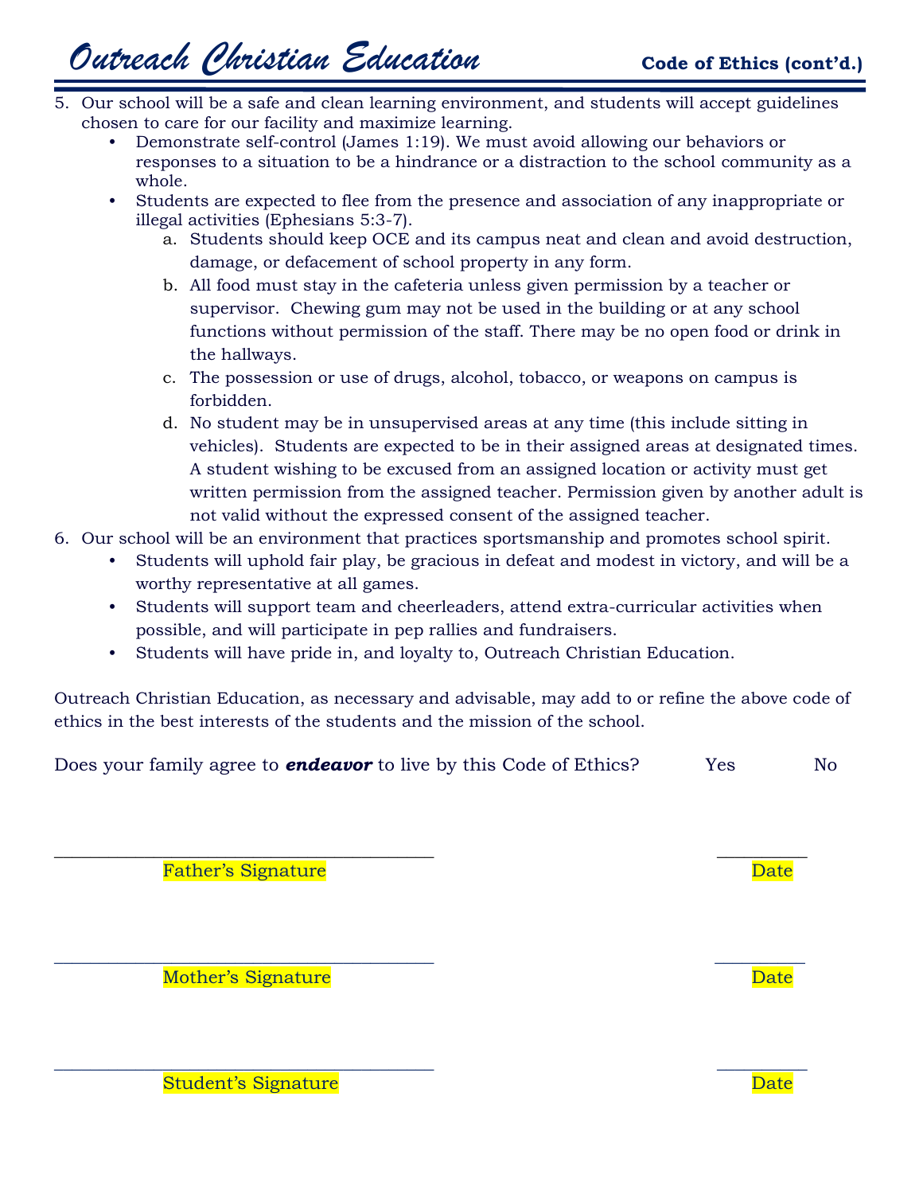5. Our school will be a safe and clean learning environment, and students will accept guidelines chosen to care for our facility and maximize learning.
   - Demonstrate self-control (James 1:19). We must avoid allowing our behaviors or responses to a situation to be a hindrance or a distraction to the school community as a whole.
   - Students are expected to flee from the presence and association of any inappropriate or illegal activities (Ephesians 5:3-7).
     a. Students should keep OCE and its campus neat and clean and avoid destruction, damage, or defacement of school property in any form.
     b. All food must stay in the cafeteria unless given permission by a teacher or supervisor. Chewing gum may not be used in the building or at any school functions without permission of the staff. There may be no open food or drink in the hallways.
     c. The possession or use of drugs, alcohol, tobacco, or weapons on campus is forbidden.
     d. No student may be in unsupervised areas at any time (this include sitting in vehicles). Students are expected to be in their assigned areas at designated times. A student wishing to be excused from an assigned location or activity must get written permission from the assigned teacher. Permission given by another adult is not valid without the expressed consent of the assigned teacher.
6. Our school will be an environment that practices sportsmanship and promotes school spirit.
   - Students will uphold fair play, be gracious in defeat and modest in victory, and will be a worthy representative at all games.
   - Students will support team and cheerleaders, attend extra-curricular activities when possible, and will participate in pep rallies and fundraisers.
   - Students will have pride in, and loyalty to, Outreach Christian Education.

Outreach Christian Education, as necessary and advisable, may add to or refine the above code of ethics in the best interests of the students and the mission of the school.

Does your family agree to ***endeavor*** to live by this Code of Ethics? Yes No

\_\_\_\_\_\_\_\_\_\_\_\_\_\_\_\_\_\_\_\_\_\_\_\_\_\_\_\_\_\_\_\_\_\_\_\_ \_\_\_\_\_\_\_\_\_\_

Father's Signature Date

\_\_\_\_\_\_\_\_\_\_\_\_\_\_\_\_\_\_\_\_\_\_\_\_\_\_\_\_\_\_\_\_\_\_\_\_ \_\_\_\_\_\_\_\_\_\_

Mother's Signature Date

\_\_\_\_\_\_\_\_\_\_\_\_\_\_\_\_\_\_\_\_\_\_\_\_\_\_\_\_\_\_\_\_\_\_\_\_ \_\_\_\_\_\_\_\_\_\_

Student's Signature Date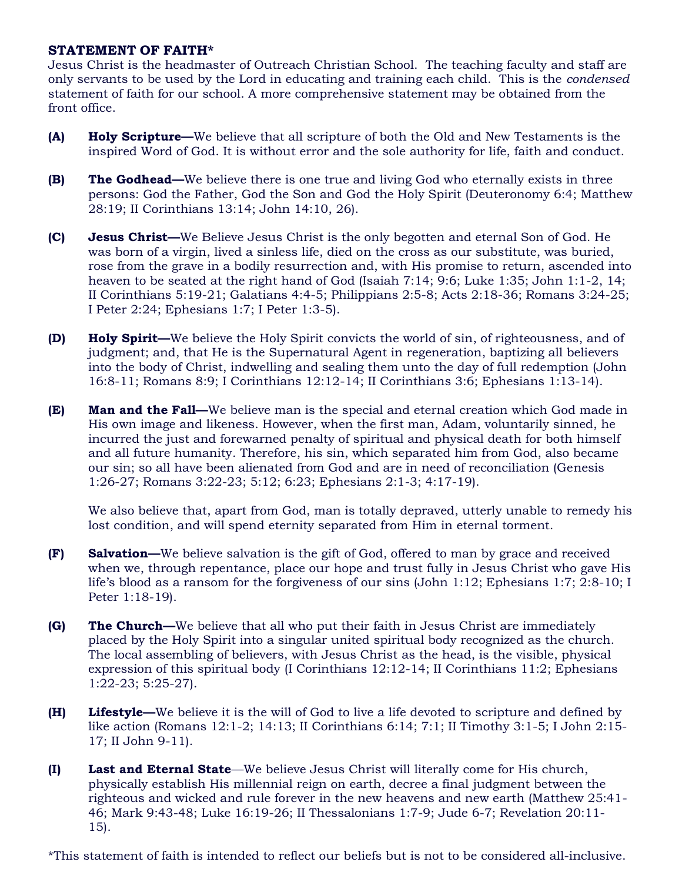**STATEMENT OF FAITH***

Jesus Christ is the headmaster of Outreach Christian School. The teaching faculty and staff are only servants to be used by the Lord in educating and training each child. This is the *condensed* statement of faith for our school. A more comprehensive statement may be obtained from the front office.

**(A)** **Holy Scripture—**We believe that all scripture of both the Old and New Testaments is the inspired Word of God. It is without error and the sole authority for life, faith and conduct.

**(B)** **The Godhead—**We believe there is one true and living God who eternally exists in three persons: God the Father, God the Son and God the Holy Spirit (Deuteronomy 6:4; Matthew 28:19; II Corinthians 13:14; John 14:10, 26).

**(C)** **Jesus Christ—**We Believe Jesus Christ is the only begotten and eternal Son of God. He was born of a virgin, lived a sinless life, died on the cross as our substitute, was buried, rose from the grave in a bodily resurrection and, with His promise to return, ascended into heaven to be seated at the right hand of God (Isaiah 7:14; 9:6; Luke 1:35; John 1:1-2, 14; II Corinthians 5:19-21; Galatians 4:4-5; Philippians 2:5-8; Acts 2:18-36; Romans 3:24-25; I Peter 2:24; Ephesians 1:7; I Peter 1:3-5).

**(D)** **Holy Spirit—**We believe the Holy Spirit convicts the world of sin, of righteousness, and of judgment; and, that He is the Supernatural Agent in regeneration, baptizing all believers into the body of Christ, indwelling and sealing them unto the day of full redemption (John 16:8-11; Romans 8:9; I Corinthians 12:12-14; II Corinthians 3:6; Ephesians 1:13-14).

**(E)** **Man and the Fall—**We believe man is the special and eternal creation which God made in His own image and likeness. However, when the first man, Adam, voluntarily sinned, he incurred the just and forewarned penalty of spiritual and physical death for both himself and all future humanity. Therefore, his sin, which separated him from God, also became our sin; so all have been alienated from God and are in need of reconciliation (Genesis 1:26-27; Romans 3:22-23; 5:12; 6:23; Ephesians 2:1-3; 4:17-19).

We also believe that, apart from God, man is totally depraved, utterly unable to remedy his lost condition, and will spend eternity separated from Him in eternal torment.

**(F)** **Salvation—**We believe salvation is the gift of God, offered to man by grace and received when we, through repentance, place our hope and trust fully in Jesus Christ who gave His life's blood as a ransom for the forgiveness of our sins (John 1:12; Ephesians 1:7; 2:8-10; I Peter 1:18-19).

**(G)** **The Church—**We believe that all who put their faith in Jesus Christ are immediately placed by the Holy Spirit into a singular united spiritual body recognized as the church. The local assembling of believers, with Jesus Christ as the head, is the visible, physical expression of this spiritual body (I Corinthians 12:12-14; II Corinthians 11:2; Ephesians 1:22-23; 5:25-27).

**(H)** **Lifestyle—**We believe it is the will of God to live a life devoted to scripture and defined by like action (Romans 12:1-2; 14:13; II Corinthians 6:14; 7:1; II Timothy 3:1-5; I John 2:15-17; II John 9-11).

**(I)** **Last and Eternal State**—We believe Jesus Christ will literally come for His church, physically establish His millennial reign on earth, decree a final judgment between the righteous and wicked and rule forever in the new heavens and new earth (Matthew 25:41-46; Mark 9:43-48; Luke 16:19-26; II Thessalonians 1:7-9; Jude 6-7; Revelation 20:11-15).

*This statement of faith is intended to reflect our beliefs but is not to be considered all-inclusive.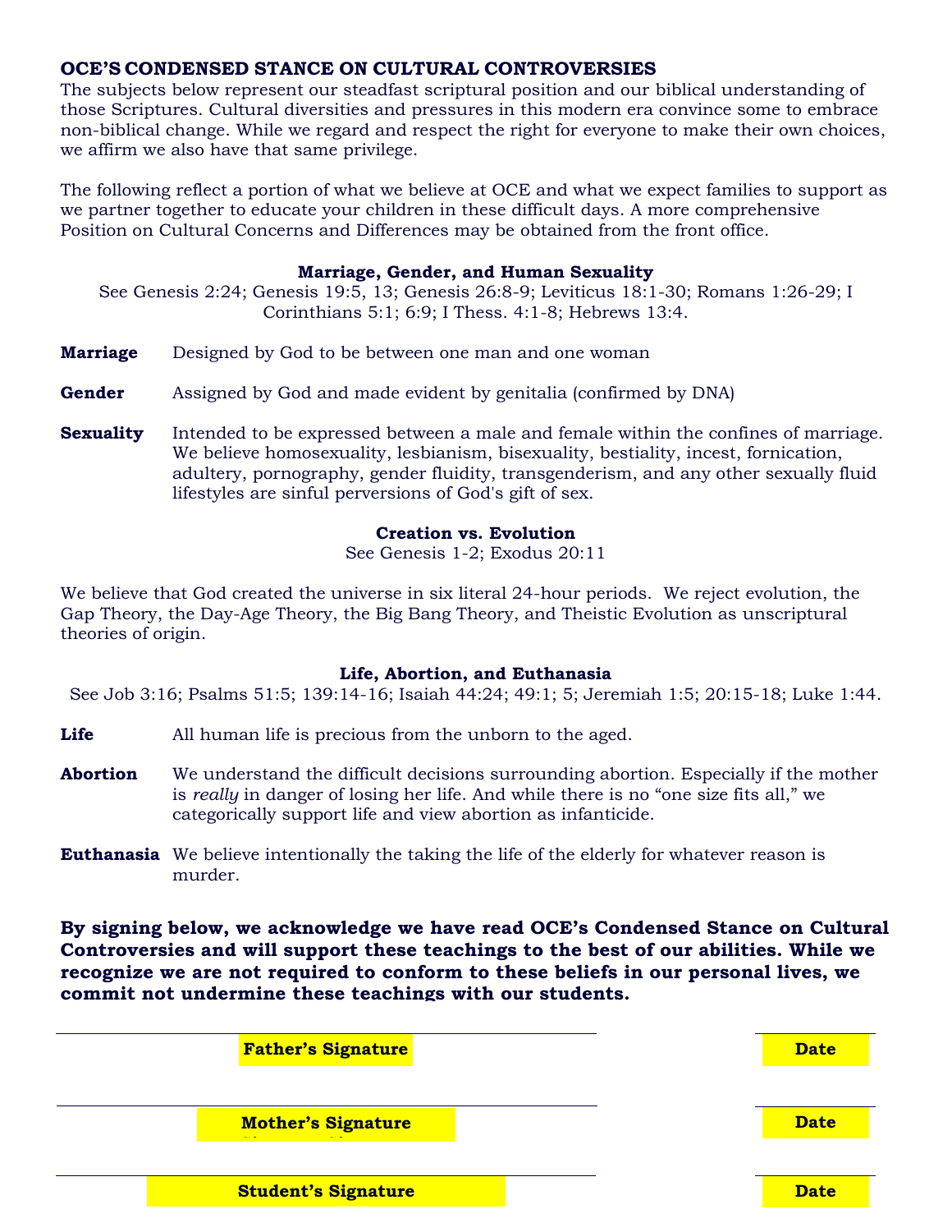## OCE'S CONDENSED STANCE ON CULTURAL CONTROVERSIES

The subjects below represent our steadfast scriptural position and our biblical understanding of those Scriptures. Cultural diversities and pressures in this modern era convince some to embrace non-biblical change. While we regard and respect the right for everyone to make their own choices, we affirm we also have that same privilege.

The following reflect a portion of what we believe at OCE and what we expect families to support as we partner together to educate your children in these difficult days. A more comprehensive Position on Cultural Concerns and Differences may be obtained from the front office.

### Marriage, Gender, and Human Sexuality

See Genesis 2:24; Genesis 19:5, 13; Genesis 26:8-9; Leviticus 18:1-30; Romans 1:26-29; I Corinthians 5:1; 6:9; I Thess. 4:1-8; Hebrews 13:4.

**Marriage** Designed by God to be between one man and one woman

**Gender** Assigned by God and made evident by genitalia (confirmed by DNA)

**Sexuality** Intended to be expressed between a male and female within the confines of marriage. We believe homosexuality, lesbianism, bisexuality, bestiality, incest, fornication, adultery, pornography, gender fluidity, transgenderism, and any other sexually fluid lifestyles are sinful perversions of God's gift of sex.

### Creation vs. Evolution

See Genesis 1-2; Exodus 20:11

We believe that God created the universe in six literal 24-hour periods. We reject evolution, the Gap Theory, the Day-Age Theory, the Big Bang Theory, and Theistic Evolution as unscriptural theories of origin.

### Life, Abortion, and Euthanasia

See Job 3:16; Psalms 51:5; 139:14-16; Isaiah 44:24; 49:1; 5; Jeremiah 1:5; 20:15-18; Luke 1:44.

**Life** All human life is precious from the unborn to the aged.

**Abortion** We understand the difficult decisions surrounding abortion. Especially if the mother is *really* in danger of losing her life. And while there is no "one size fits all," we categorically support life and view abortion as infanticide.

**Euthanasia** We believe intentionally the taking the life of the elderly for whatever reason is murder.

**By signing below, we acknowledge we have read OCE's Condensed Stance on Cultural Controversies and will support these teachings to the best of our abilities. While we recognize we are not required to conform to these beliefs in our personal lives, we commit not undermine these teachings with our students.**

| | |
|---|---|
| **Father's Signature** | **Date** |
| **Mother's Signature** | **Date** |
| **Student's Signature** | **Date** |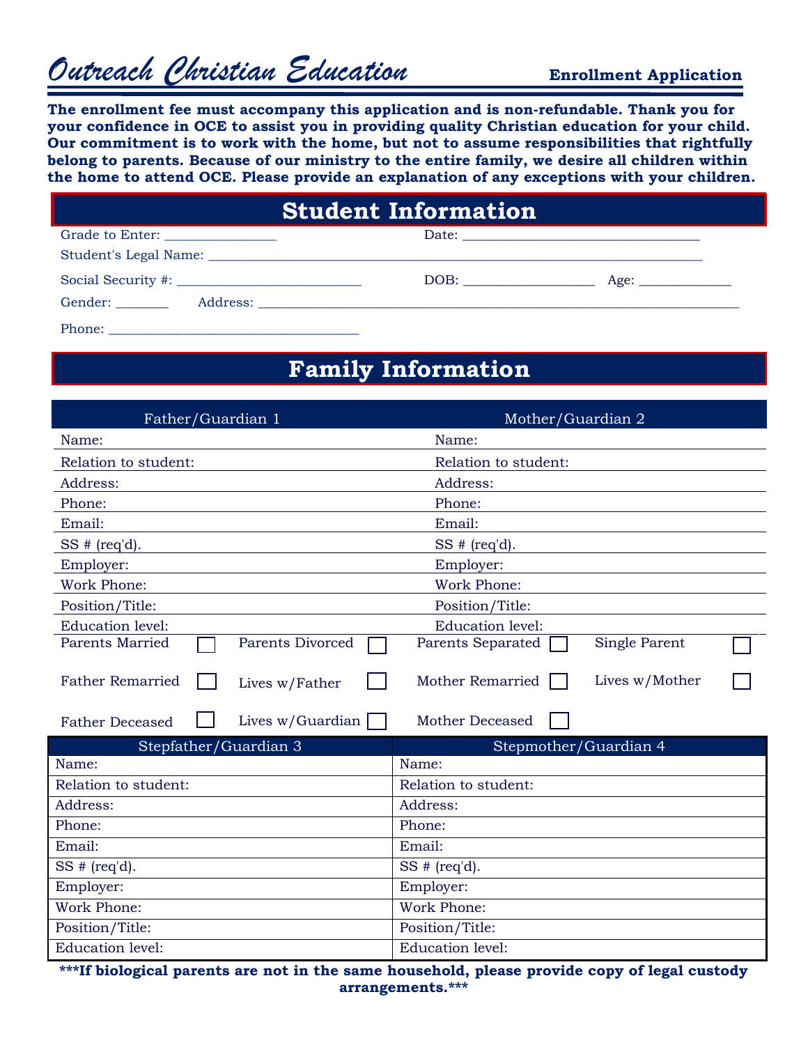# *Outreach Christian Education*

**Enrollment Application**

**The enrollment fee must accompany this application and is non-refundable. Thank you for your confidence in OCE to assist you in providing quality Christian education for your child. Our commitment is to work with the home, but not to assume responsibilities that rightfully belong to parents. Because of our ministry to the entire family, we desire all children within the home to attend OCE. Please provide an explanation of any exceptions with your children.**

## Student Information

Grade to Enter: _______________ Date: ________________________________

Student's Legal Name: ____________________________________________________________________

Social Security #: __________________________ DOB: __________________ Age: _____________

Gender: _______ Address: ________________________________________________________________

Phone: ___________________________________

## Family Information

| Father/Guardian 1 | Mother/Guardian 2 |
|---|---|
| Name: | Name: |
| Relation to student: | Relation to student: |
| Address: | Address: |
| Phone: | Phone: |
| Email: | Email: |
| SS # (req'd). | SS # (req'd). |
| Employer: | Employer: |
| Work Phone: | Work Phone: |
| Position/Title: | Position/Title: |
| Education level: | Education level: |

| | | | |
|---|---|---|---|
| Parents Married ☐ | Parents Divorced ☐ | Parents Separated ☐ | Single Parent ☐ |
| Father Remarried ☐ | Lives w/Father ☐ | Mother Remarried ☐ | Lives w/Mother ☐ |
| Father Deceased ☐ | Lives w/Guardian ☐ | Mother Deceased ☐ | |

| Stepfather/Guardian 3 | Stepmother/Guardian 4 |
|---|---|
| Name: | Name: |
| Relation to student: | Relation to student: |
| Address: | Address: |
| Phone: | Phone: |
| Email: | Email: |
| SS # (req'd). | SS # (req'd). |
| Employer: | Employer: |
| Work Phone: | Work Phone: |
| Position/Title: | Position/Title: |
| Education level: | Education level: |

**\*\*\*If biological parents are not in the same household, please provide copy of legal custody arrangements.\*\*\***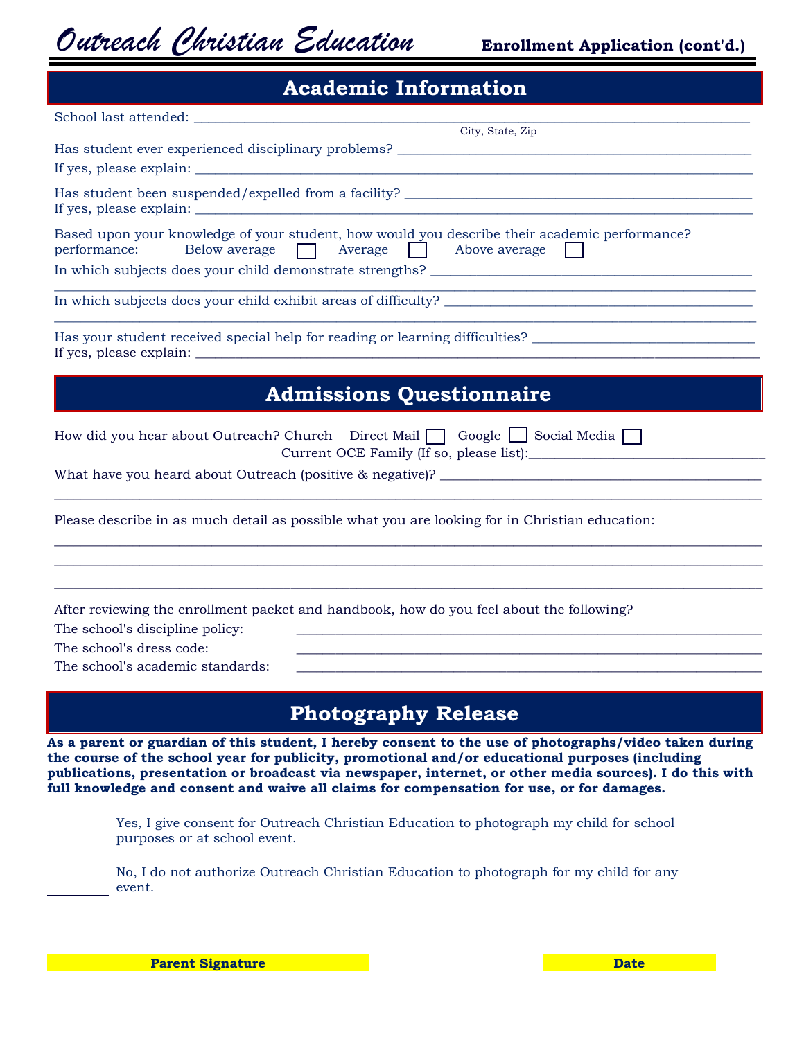# Outreach Christian Education

**Enrollment Application (cont'd.)**

## Academic Information

School last attended: ________________________________________________________________
City, State, Zip

Has student ever experienced disciplinary problems? ________________________________________

If yes, please explain: ____________________________________________________________

Has student been suspended/expelled from a facility? ________________________________________

If yes, please explain: ____________________________________________________________

Based upon your knowledge of your student, how would you describe their academic performance?
performance: Below average ☐ Average ☐ Above average ☐

In which subjects does your child demonstrate strengths? ____________________________________

____________________________________________________________________________

In which subjects does your child exhibit areas of difficulty? ____________________________________

____________________________________________________________________________

Has your student received special help for reading or learning difficulties? ________________________

If yes, please explain: ____________________________________________________________

## Admissions Questionnaire

How did you hear about Outreach? Church Direct Mail ☐ Google ☐ Social Media ☐
Current OCE Family (If so, please list):___________________________

What have you heard about Outreach (positive & negative)? ____________________________________

____________________________________________________________________________

Please describe in as much detail as possible what you are looking for in Christian education:

____________________________________________________________________________

____________________________________________________________________________

____________________________________________________________________________

After reviewing the enrollment packet and handbook, how do you feel about the following?

The school's discipline policy: ____________________________________________

The school's dress code: ____________________________________________

The school's academic standards: ____________________________________________

## Photography Release

**As a parent or guardian of this student, I hereby consent to the use of photographs/video taken during the course of the school year for publicity, promotional and/or educational purposes (including publications, presentation or broadcast via newspaper, internet, or other media sources). I do this with full knowledge and consent and waive all claims for compensation for use, or for damages.**

________ Yes, I give consent for Outreach Christian Education to photograph my child for school purposes or at school event.

________ No, I do not authorize Outreach Christian Education to photograph for my child for any event.

**Parent Signature** ____________________ **Date** ____________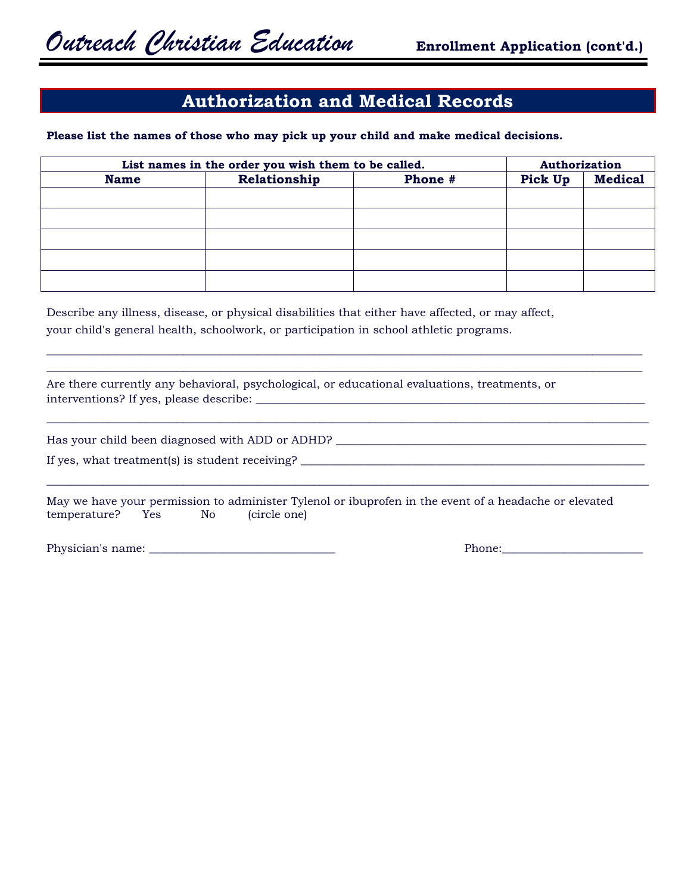# *Outreach Christian Education*

**Enrollment Application (cont'd.)**

## Authorization and Medical Records

**Please list the names of those who may pick up your child and make medical decisions.**

| List names in the order you wish them to be called. | | | Authorization | |
|---|---|---|---|---|
| **Name** | **Relationship** | **Phone #** | **Pick Up** | **Medical** |
| | | | | |
| | | | | |
| | | | | |
| | | | | |
| | | | | |

Describe any illness, disease, or physical disabilities that either have affected, or may affect, your child's general health, schoolwork, or participation in school athletic programs.

___________________________________________________________________________________________

___________________________________________________________________________________________

Are there currently any behavioral, psychological, or educational evaluations, treatments, or interventions? If yes, please describe: ______________________________________________________________

___________________________________________________________________________________________

Has your child been diagnosed with ADD or ADHD? ______________________________________________

If yes, what treatment(s) is student receiving? ________________________________________________

___________________________________________________________________________________________

May we have your permission to administer Tylenol or ibuprofen in the event of a headache or elevated temperature? Yes No (circle one)

Physician's name: ________________________________ Phone:________________________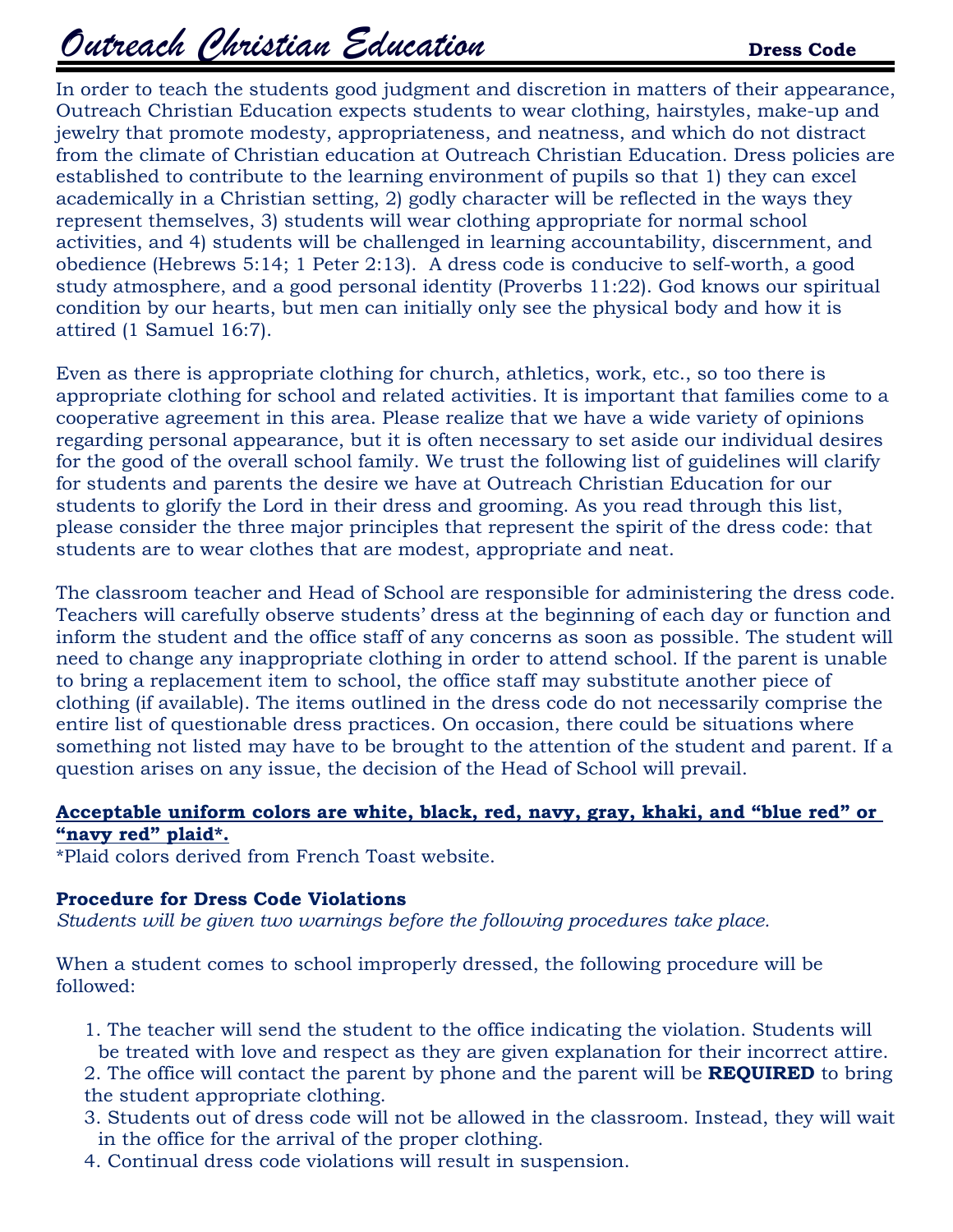# Outreach Christian Education

**Dress Code**

In order to teach the students good judgment and discretion in matters of their appearance, Outreach Christian Education expects students to wear clothing, hairstyles, make-up and jewelry that promote modesty, appropriateness, and neatness, and which do not distract from the climate of Christian education at Outreach Christian Education. Dress policies are established to contribute to the learning environment of pupils so that 1) they can excel academically in a Christian setting, 2) godly character will be reflected in the ways they represent themselves, 3) students will wear clothing appropriate for normal school activities, and 4) students will be challenged in learning accountability, discernment, and obedience (Hebrews 5:14; 1 Peter 2:13). A dress code is conducive to self-worth, a good study atmosphere, and a good personal identity (Proverbs 11:22). God knows our spiritual condition by our hearts, but men can initially only see the physical body and how it is attired (1 Samuel 16:7).

Even as there is appropriate clothing for church, athletics, work, etc., so too there is appropriate clothing for school and related activities. It is important that families come to a cooperative agreement in this area. Please realize that we have a wide variety of opinions regarding personal appearance, but it is often necessary to set aside our individual desires for the good of the overall school family. We trust the following list of guidelines will clarify for students and parents the desire we have at Outreach Christian Education for our students to glorify the Lord in their dress and grooming. As you read through this list, please consider the three major principles that represent the spirit of the dress code: that students are to wear clothes that are modest, appropriate and neat.

The classroom teacher and Head of School are responsible for administering the dress code. Teachers will carefully observe students' dress at the beginning of each day or function and inform the student and the office staff of any concerns as soon as possible. The student will need to change any inappropriate clothing in order to attend school. If the parent is unable to bring a replacement item to school, the office staff may substitute another piece of clothing (if available). The items outlined in the dress code do not necessarily comprise the entire list of questionable dress practices. On occasion, there could be situations where something not listed may have to be brought to the attention of the student and parent. If a question arises on any issue, the decision of the Head of School will prevail.

**Acceptable uniform colors are white, black, red, navy, gray, khaki, and "blue red" or "navy red" plaid*.**

*Plaid colors derived from French Toast website.

**Procedure for Dress Code Violations**

*Students will be given two warnings before the following procedures take place.*

When a student comes to school improperly dressed, the following procedure will be followed:

1. The teacher will send the student to the office indicating the violation. Students will be treated with love and respect as they are given explanation for their incorrect attire.
2. The office will contact the parent by phone and the parent will be **REQUIRED** to bring the student appropriate clothing.
3. Students out of dress code will not be allowed in the classroom. Instead, they will wait in the office for the arrival of the proper clothing.
4. Continual dress code violations will result in suspension.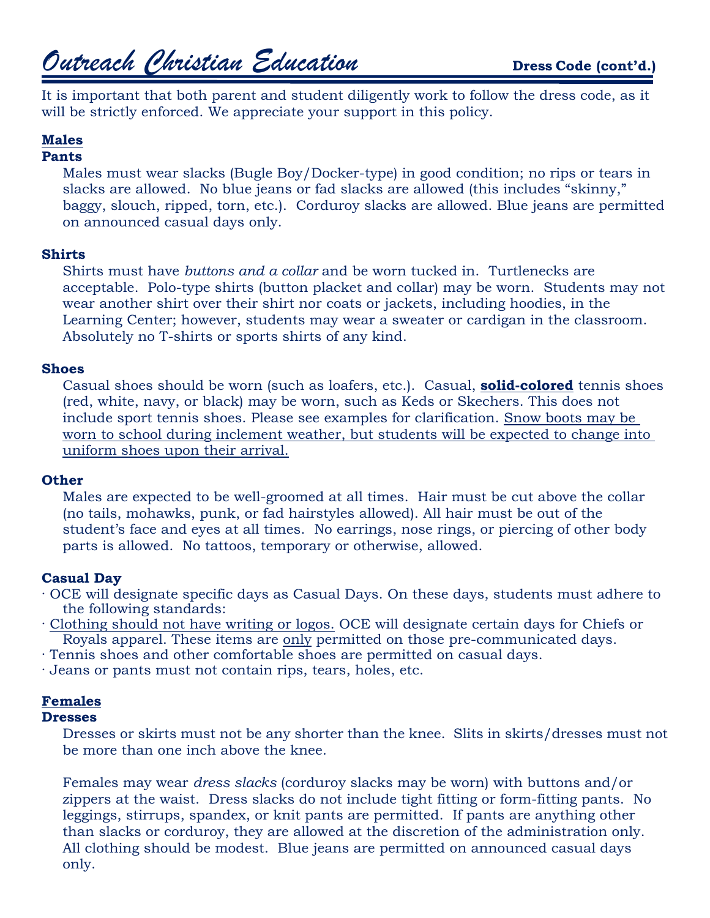# Outreach Christian Education

**Dress Code (cont'd.)**

It is important that both parent and student diligently work to follow the dress code, as it will be strictly enforced. We appreciate your support in this policy.

## Males

### Pants

Males must wear slacks (Bugle Boy/Docker-type) in good condition; no rips or tears in slacks are allowed. No blue jeans or fad slacks are allowed (this includes "skinny," baggy, slouch, ripped, torn, etc.). Corduroy slacks are allowed. Blue jeans are permitted on announced casual days only.

### Shirts

Shirts must have *buttons and a collar* and be worn tucked in. Turtlenecks are acceptable. Polo-type shirts (button placket and collar) may be worn. Students may not wear another shirt over their shirt nor coats or jackets, including hoodies, in the Learning Center; however, students may wear a sweater or cardigan in the classroom. Absolutely no T-shirts or sports shirts of any kind.

### Shoes

Casual shoes should be worn (such as loafers, etc.). Casual, **solid-colored** tennis shoes (red, white, navy, or black) may be worn, such as Keds or Skechers. This does not include sport tennis shoes. Please see examples for clarification. Snow boots may be worn to school during inclement weather, but students will be expected to change into uniform shoes upon their arrival.

### Other

Males are expected to be well-groomed at all times. Hair must be cut above the collar (no tails, mohawks, punk, or fad hairstyles allowed). All hair must be out of the student's face and eyes at all times. No earrings, nose rings, or piercing of other body parts is allowed. No tattoos, temporary or otherwise, allowed.

### Casual Day

- OCE will designate specific days as Casual Days. On these days, students must adhere to the following standards:
- Clothing should not have writing or logos. OCE will designate certain days for Chiefs or Royals apparel. These items are only permitted on those pre-communicated days.
- Tennis shoes and other comfortable shoes are permitted on casual days.
- Jeans or pants must not contain rips, tears, holes, etc.

## Females

### Dresses

Dresses or skirts must not be any shorter than the knee. Slits in skirts/dresses must not be more than one inch above the knee.

Females may wear *dress slacks* (corduroy slacks may be worn) with buttons and/or zippers at the waist. Dress slacks do not include tight fitting or form-fitting pants. No leggings, stirrups, spandex, or knit pants are permitted. If pants are anything other than slacks or corduroy, they are allowed at the discretion of the administration only. All clothing should be modest. Blue jeans are permitted on announced casual days only.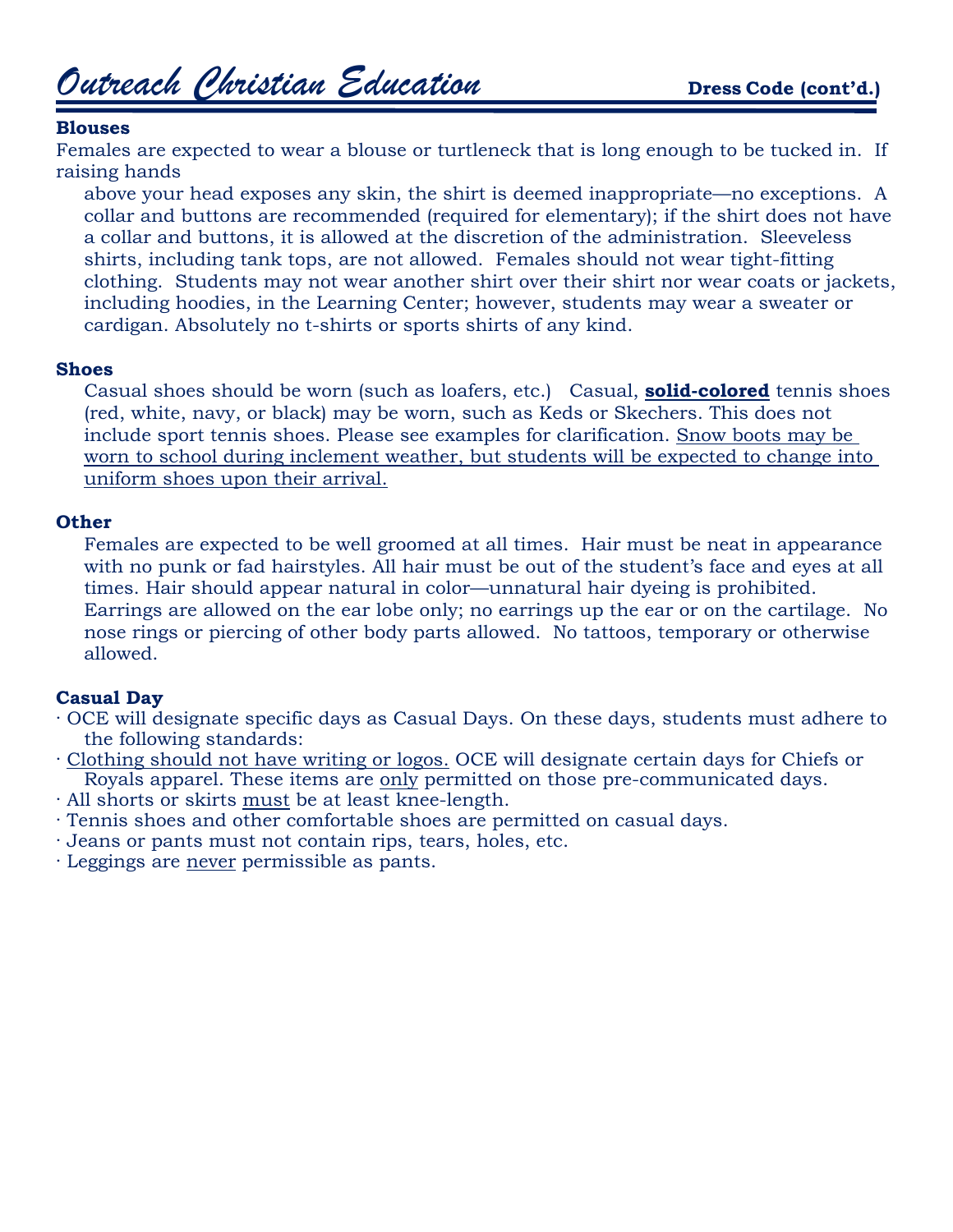### Blouses

Females are expected to wear a blouse or turtleneck that is long enough to be tucked in. If raising hands above your head exposes any skin, the shirt is deemed inappropriate—no exceptions. A collar and buttons are recommended (required for elementary); if the shirt does not have a collar and buttons, it is allowed at the discretion of the administration. Sleeveless shirts, including tank tops, are not allowed. Females should not wear tight-fitting clothing. Students may not wear another shirt over their shirt nor wear coats or jackets, including hoodies, in the Learning Center; however, students may wear a sweater or cardigan. Absolutely no t-shirts or sports shirts of any kind.

### Shoes

Casual shoes should be worn (such as loafers, etc.) Casual, **solid-colored** tennis shoes (red, white, navy, or black) may be worn, such as Keds or Skechers. This does not include sport tennis shoes. Please see examples for clarification. Snow boots may be worn to school during inclement weather, but students will be expected to change into uniform shoes upon their arrival.

### Other

Females are expected to be well groomed at all times. Hair must be neat in appearance with no punk or fad hairstyles. All hair must be out of the student's face and eyes at all times. Hair should appear natural in color—unnatural hair dyeing is prohibited. Earrings are allowed on the ear lobe only; no earrings up the ear or on the cartilage. No nose rings or piercing of other body parts allowed. No tattoos, temporary or otherwise allowed.

### Casual Day

- OCE will designate specific days as Casual Days. On these days, students must adhere to the following standards:
- Clothing should not have writing or logos. OCE will designate certain days for Chiefs or Royals apparel. These items are only permitted on those pre-communicated days.
- All shorts or skirts must be at least knee-length.
- Tennis shoes and other comfortable shoes are permitted on casual days.
- Jeans or pants must not contain rips, tears, holes, etc.
- Leggings are never permissible as pants.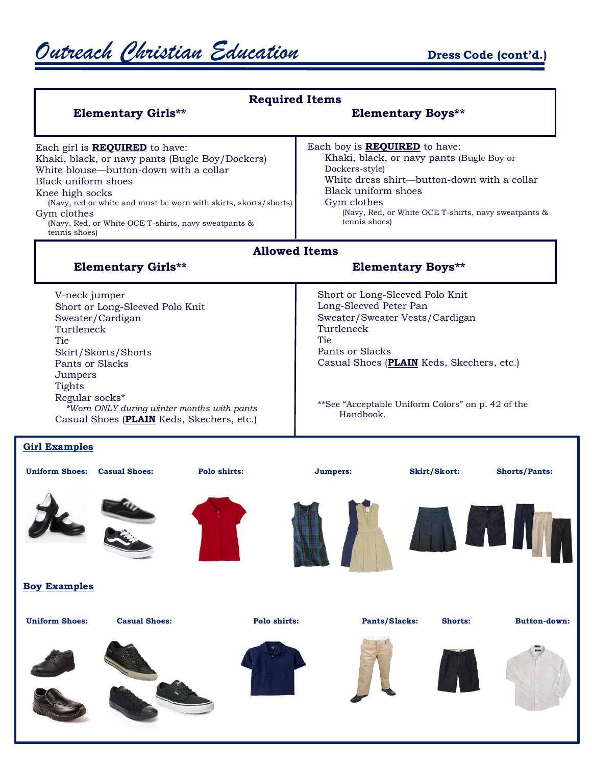# Outreach Christian Education

**Dress Code (cont'd.)**

## Required Items

| **Elementary Girls**** | **Elementary Boys**** |
|---|---|
| Each girl is **REQUIRED** to have: | Each boy is **REQUIRED** to have: |
| Khaki, black, or navy pants (Bugle Boy/Dockers) | Khaki, black, or navy pants (Bugle Boy or Dockers-style) |
| White blouse—button-down with a collar | White dress shirt—button-down with a collar |
| Black uniform shoes | Black uniform shoes |
| Knee high socks (Navy, red or white and must be worn with skirts, skorts/shorts) | Gym clothes (Navy, Red, or White OCE T-shirts, navy sweatpants & tennis shoes) |
| Gym clothes (Navy, Red, or White OCE T-shirts, navy sweatpants & tennis shoes) | |

## Allowed Items

| **Elementary Girls**** | **Elementary Boys**** |
|---|---|
| V-neck jumper | Short or Long-Sleeved Polo Knit |
| Short or Long-Sleeved Polo Knit | Long-Sleeved Peter Pan |
| Sweater/Cardigan | Sweater/Sweater Vests/Cardigan |
| Turtleneck | Turtleneck |
| Tie | Tie |
| Skirt/Skorts/Shorts | Pants or Slacks |
| Pants or Slacks | Casual Shoes (**PLAIN** Keds, Skechers, etc.) |
| Jumpers | |
| Tights | |
| Regular socks* *Worn ONLY during winter months with pants* | |
| Casual Shoes (**PLAIN** Keds, Skechers, etc.) | |

**See "Acceptable Uniform Colors" on p. 42 of the Handbook.

**Girl Examples**

**Uniform Shoes:** **Casual Shoes:** **Polo shirts:** **Jumpers:** **Skirt/Skort:** **Shorts/Pants:**

**Boy Examples**

**Uniform Shoes:** **Casual Shoes:** **Polo shirts:** **Pants/Slacks:** **Shorts:** **Button-down:**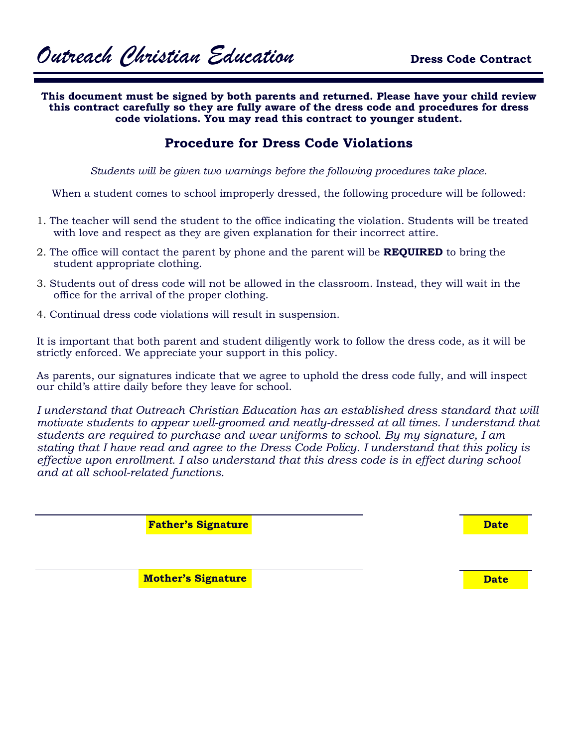# Outreach Christian Education

**Dress Code Contract**

**This document must be signed by both parents and returned. Please have your child review this contract carefully so they are fully aware of the dress code and procedures for dress code violations. You may read this contract to younger student.**

## Procedure for Dress Code Violations

*Students will be given two warnings before the following procedures take place.*

When a student comes to school improperly dressed, the following procedure will be followed:

1. The teacher will send the student to the office indicating the violation. Students will be treated with love and respect as they are given explanation for their incorrect attire.
2. The office will contact the parent by phone and the parent will be **REQUIRED** to bring the student appropriate clothing.
3. Students out of dress code will not be allowed in the classroom. Instead, they will wait in the office for the arrival of the proper clothing.
4. Continual dress code violations will result in suspension.

It is important that both parent and student diligently work to follow the dress code, as it will be strictly enforced. We appreciate your support in this policy.

As parents, our signatures indicate that we agree to uphold the dress code fully, and will inspect our child's attire daily before they leave for school.

*I understand that Outreach Christian Education has an established dress standard that will motivate students to appear well-groomed and neatly-dressed at all times. I understand that students are required to purchase and wear uniforms to school. By my signature, I am stating that I have read and agree to the Dress Code Policy. I understand that this policy is effective upon enrollment. I also understand that this dress code is in effect during school and at all school-related functions.*

______________________________ ______________

**Father's Signature** **Date**

______________________________ ______________

**Mother's Signature** **Date**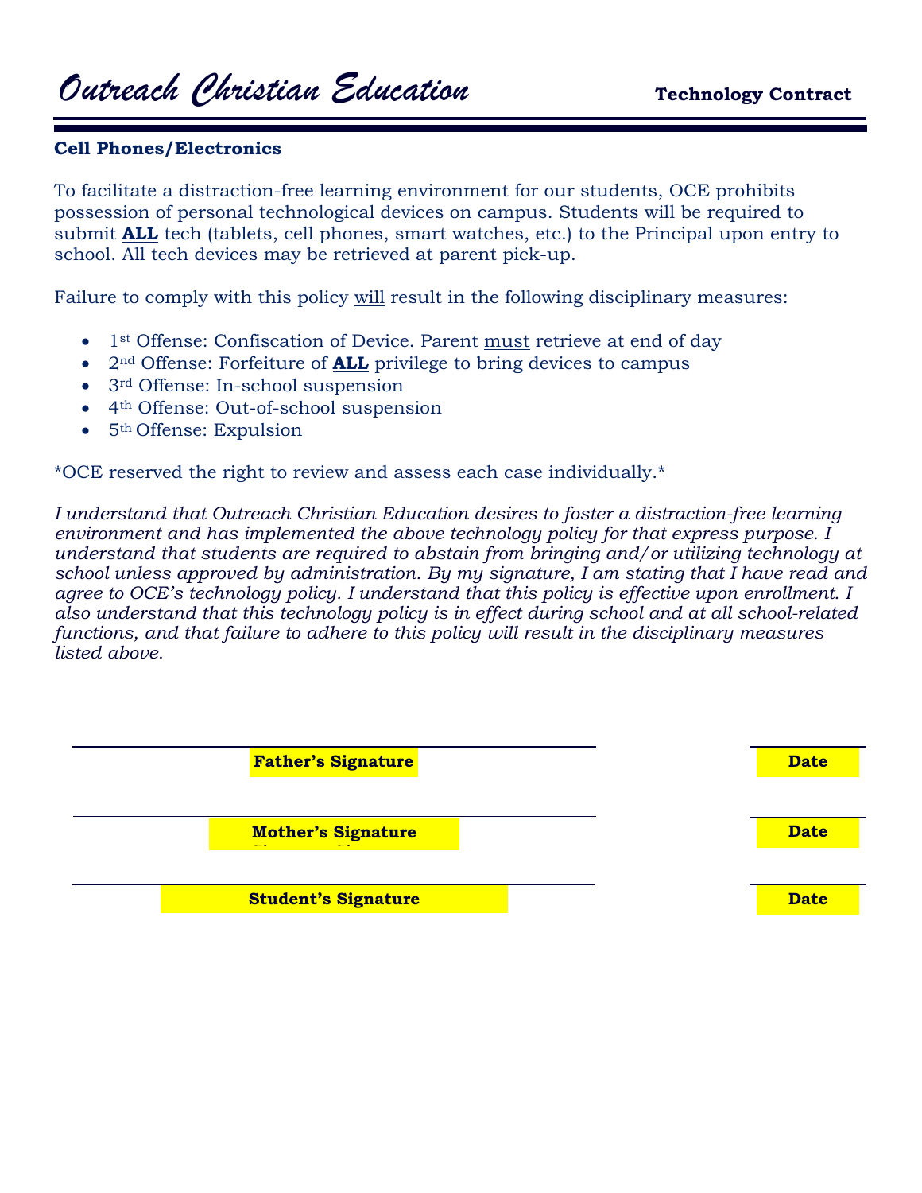# Outreach Christian Education

**Technology Contract**

## Cell Phones/Electronics

To facilitate a distraction-free learning environment for our students, OCE prohibits possession of personal technological devices on campus. Students will be required to submit **ALL** tech (tablets, cell phones, smart watches, etc.) to the Principal upon entry to school. All tech devices may be retrieved at parent pick-up.

Failure to comply with this policy will result in the following disciplinary measures:

- 1st Offense: Confiscation of Device. Parent must retrieve at end of day
- 2nd Offense: Forfeiture of **ALL** privilege to bring devices to campus
- 3rd Offense: In-school suspension
- 4th Offense: Out-of-school suspension
- 5th Offense: Expulsion

*OCE reserved the right to review and assess each case individually.*

*I understand that Outreach Christian Education desires to foster a distraction-free learning environment and has implemented the above technology policy for that express purpose. I understand that students are required to abstain from bringing and/or utilizing technology at school unless approved by administration. By my signature, I am stating that I have read and agree to OCE's technology policy. I understand that this policy is effective upon enrollment. I also understand that this technology policy is in effect during school and at all school-related functions, and that failure to adhere to this policy will result in the disciplinary measures listed above.*

______________________________ ______________

**Father's Signature** **Date**

______________________________ ______________

**Mother's Signature** **Date**

______________________________ ______________

**Student's Signature** **Date**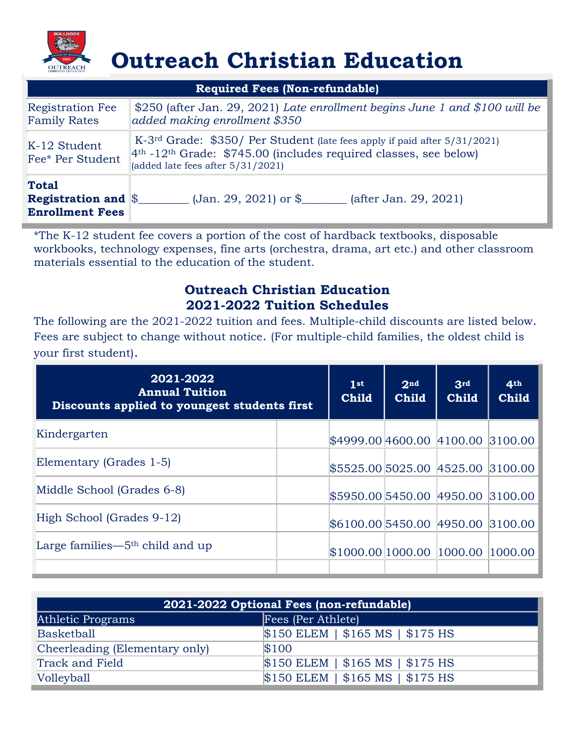# Outreach Christian Education

| Required Fees (Non-refundable) | |
|---|---|
| Registration Fee Family Rates | $250 (after Jan. 29, 2021) *Late enrollment begins June 1 and $100 will be added making enrollment $350* |
| K-12 Student Fee* Per Student | K-3rd Grade: $350/ Per Student (late fees apply if paid after 5/31/2021)<br>4th -12th Grade: $745.00 (includes required classes, see below) (added late fees after 5/31/2021) |
| **Total Registration and Enrollment Fees** | $________ (Jan. 29, 2021) or $_______ (after Jan. 29, 2021) |

*The K-12 student fee covers a portion of the cost of hardback textbooks, disposable workbooks, technology expenses, fine arts (orchestra, drama, art etc.) and other classroom materials essential to the education of the student.

## Outreach Christian Education 2021-2022 Tuition Schedules

The following are the 2021-2022 tuition and fees. Multiple-child discounts are listed below. Fees are subject to change without notice. (For multiple-child families, the oldest child is your first student).

| 2021-2022 Annual Tuition Discounts applied to youngest students first | | 1st Child | 2nd Child | 3rd Child | 4th Child |
|---|---|---|---|---|---|
| Kindergarten | | $4999.00 | 4600.00 | 4100.00 | 3100.00 |
| Elementary (Grades 1-5) | | $5525.00 | 5025.00 | 4525.00 | 3100.00 |
| Middle School (Grades 6-8) | | $5950.00 | 5450.00 | 4950.00 | 3100.00 |
| High School (Grades 9-12) | | $6100.00 | 5450.00 | 4950.00 | 3100.00 |
| Large families—5th child and up | | $1000.00 | 1000.00 | 1000.00 | 1000.00 |
| | | | | | |

| 2021-2022 Optional Fees (non-refundable) | |
|---|---|
| Athletic Programs | Fees (Per Athlete) |
| Basketball | $150 ELEM \| $165 MS \| $175 HS |
| Cheerleading (Elementary only) | $100 |
| Track and Field | $150 ELEM \| $165 MS \| $175 HS |
| Volleyball | $150 ELEM \| $165 MS \| $175 HS |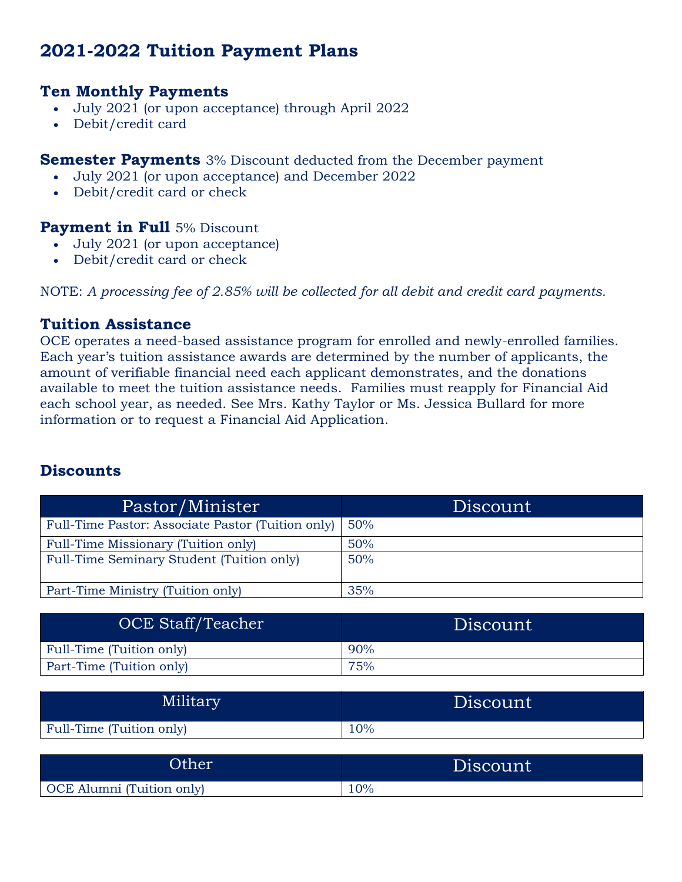## 2021-2022 Tuition Payment Plans

### Ten Monthly Payments

- July 2021 (or upon acceptance) through April 2022
- Debit/credit card

### Semester Payments 3% Discount deducted from the December payment

- July 2021 (or upon acceptance) and December 2022
- Debit/credit card or check

### Payment in Full 5% Discount

- July 2021 (or upon acceptance)
- Debit/credit card or check

NOTE: *A processing fee of 2.85% will be collected for all debit and credit card payments.*

### Tuition Assistance

OCE operates a need-based assistance program for enrolled and newly-enrolled families. Each year's tuition assistance awards are determined by the number of applicants, the amount of verifiable financial need each applicant demonstrates, and the donations available to meet the tuition assistance needs. Families must reapply for Financial Aid each school year, as needed. See Mrs. Kathy Taylor or Ms. Jessica Bullard for more information or to request a Financial Aid Application.

### Discounts

| Pastor/Minister | Discount |
|---|---|
| Full-Time Pastor: Associate Pastor (Tuition only) | 50% |
| Full-Time Missionary (Tuition only) | 50% |
| Full-Time Seminary Student (Tuition only) | 50% |
| Part-Time Ministry (Tuition only) | 35% |

| OCE Staff/Teacher | Discount |
|---|---|
| Full-Time (Tuition only) | 90% |
| Part-Time (Tuition only) | 75% |

| Military | Discount |
|---|---|
| Full-Time (Tuition only) | 10% |

| Other | Discount |
|---|---|
| OCE Alumni (Tuition only) | 10% |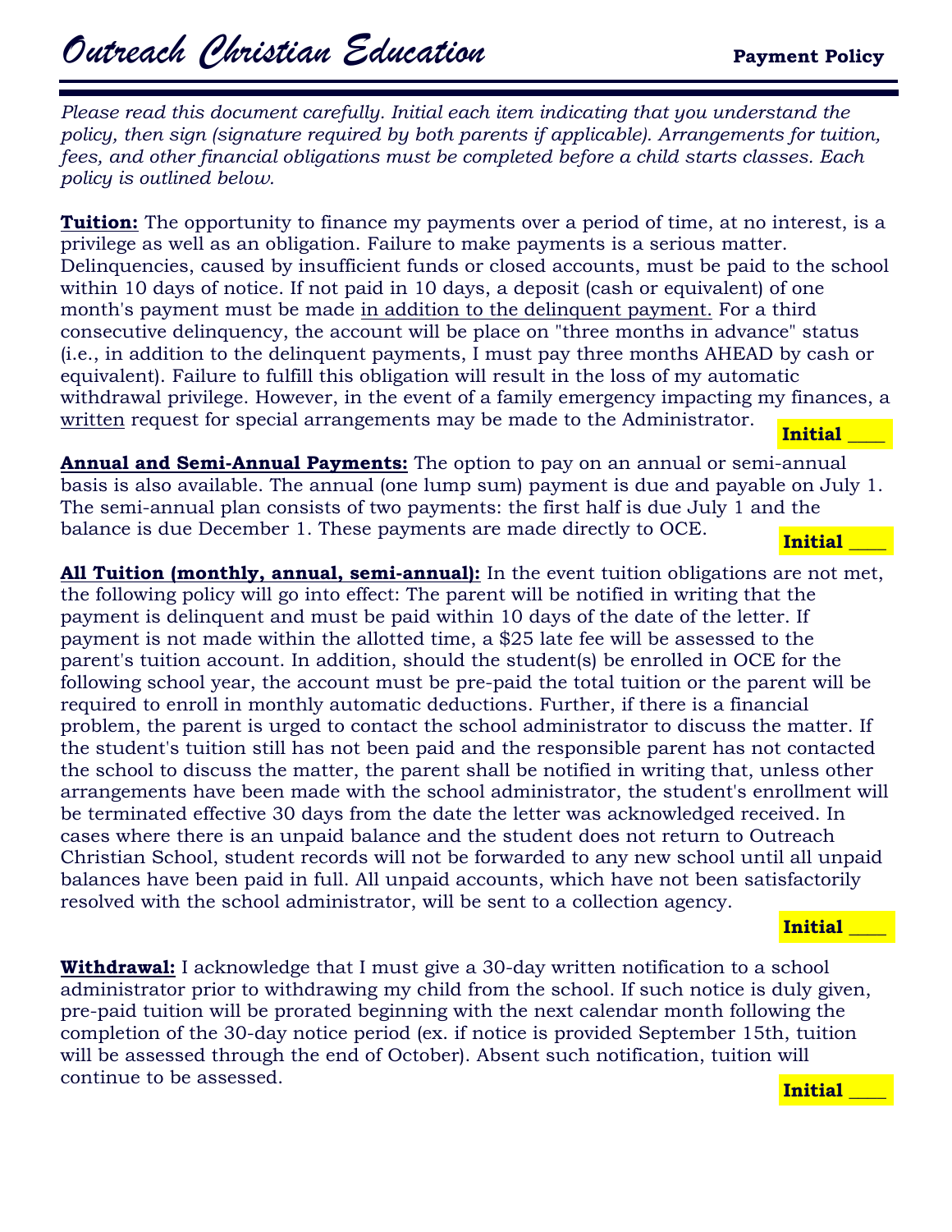# *Outreach Christian Education* **Payment Policy**

*Please read this document carefully. Initial each item indicating that you understand the policy, then sign (signature required by both parents if applicable). Arrangements for tuition, fees, and other financial obligations must be completed before a child starts classes. Each policy is outlined below.*

**Tuition:** The opportunity to finance my payments over a period of time, at no interest, is a privilege as well as an obligation. Failure to make payments is a serious matter. Delinquencies, caused by insufficient funds or closed accounts, must be paid to the school within 10 days of notice. If not paid in 10 days, a deposit (cash or equivalent) of one month's payment must be made in addition to the delinquent payment. For a third consecutive delinquency, the account will be place on "three months in advance" status (i.e., in addition to the delinquent payments, I must pay three months AHEAD by cash or equivalent). Failure to fulfill this obligation will result in the loss of my automatic withdrawal privilege. However, in the event of a family emergency impacting my finances, a written request for special arrangements may be made to the Administrator.

**Initial ____**

**Annual and Semi-Annual Payments:** The option to pay on an annual or semi-annual basis is also available. The annual (one lump sum) payment is due and payable on July 1. The semi-annual plan consists of two payments: the first half is due July 1 and the balance is due December 1. These payments are made directly to OCE.

**Initial ____**

**All Tuition (monthly, annual, semi-annual):** In the event tuition obligations are not met, the following policy will go into effect: The parent will be notified in writing that the payment is delinquent and must be paid within 10 days of the date of the letter. If payment is not made within the allotted time, a $25 late fee will be assessed to the parent's tuition account. In addition, should the student(s) be enrolled in OCE for the following school year, the account must be pre-paid the total tuition or the parent will be required to enroll in monthly automatic deductions. Further, if there is a financial problem, the parent is urged to contact the school administrator to discuss the matter. If the student's tuition still has not been paid and the responsible parent has not contacted the school to discuss the matter, the parent shall be notified in writing that, unless other arrangements have been made with the school administrator, the student's enrollment will be terminated effective 30 days from the date the letter was acknowledged received. In cases where there is an unpaid balance and the student does not return to Outreach Christian School, student records will not be forwarded to any new school until all unpaid balances have been paid in full. All unpaid accounts, which have not been satisfactorily resolved with the school administrator, will be sent to a collection agency.

**Initial ____**

**Withdrawal:** I acknowledge that I must give a 30-day written notification to a school administrator prior to withdrawing my child from the school. If such notice is duly given, pre-paid tuition will be prorated beginning with the next calendar month following the completion of the 30-day notice period (ex. if notice is provided September 15th, tuition will be assessed through the end of October). Absent such notification, tuition will continue to be assessed.

**Initial ____**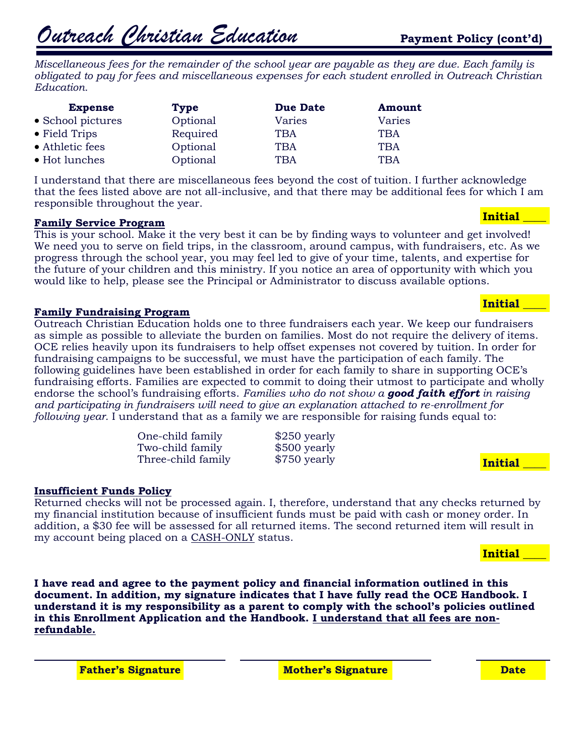# Outreach Christian Education

**Payment Policy (cont'd)**

*Miscellaneous fees for the remainder of the school year are payable as they are due. Each family is obligated to pay for fees and miscellaneous expenses for each student enrolled in Outreach Christian Education.*

| Expense | Type | Due Date | Amount |
|---|---|---|---|
| • School pictures | Optional | Varies | Varies |
| • Field Trips | Required | TBA | TBA |
| • Athletic fees | Optional | TBA | TBA |
| • Hot lunches | Optional | TBA | TBA |

I understand that there are miscellaneous fees beyond the cost of tuition. I further acknowledge that the fees listed above are not all-inclusive, and that there may be additional fees for which I am responsible throughout the year.

**Initial ____**

**Family Service Program**

This is your school. Make it the very best it can be by finding ways to volunteer and get involved! We need you to serve on field trips, in the classroom, around campus, with fundraisers, etc. As we progress through the school year, you may feel led to give of your time, talents, and expertise for the future of your children and this ministry. If you notice an area of opportunity with which you would like to help, please see the Principal or Administrator to discuss available options.

**Initial ____**

**Family Fundraising Program**

Outreach Christian Education holds one to three fundraisers each year. We keep our fundraisers as simple as possible to alleviate the burden on families. Most do not require the delivery of items. OCE relies heavily upon its fundraisers to help offset expenses not covered by tuition. In order for fundraising campaigns to be successful, we must have the participation of each family. The following guidelines have been established in order for each family to share in supporting OCE's fundraising efforts. Families are expected to commit to doing their utmost to participate and wholly endorse the school's fundraising efforts. *Families who do not show a **good faith effort** in raising and participating in fundraisers will need to give an explanation attached to re-enrollment for following year.* I understand that as a family we are responsible for raising funds equal to:

| | |
|---|---|
| One-child family | \$250 yearly |
| Two-child family | \$500 yearly |
| Three-child family | \$750 yearly |

**Initial ____**

**Insufficient Funds Policy**

Returned checks will not be processed again. I, therefore, understand that any checks returned by my financial institution because of insufficient funds must be paid with cash or money order. In addition, a \$30 fee will be assessed for all returned items. The second returned item will result in my account being placed on a CASH-ONLY status.

**Initial ____**

**I have read and agree to the payment policy and financial information outlined in this document. In addition, my signature indicates that I have fully read the OCE Handbook. I understand it is my responsibility as a parent to comply with the school's policies outlined in this Enrollment Application and the Handbook. I understand that all fees are non-refundable.**

______________________________ ______________________________ ____________

**Father's Signature** **Mother's Signature** **Date**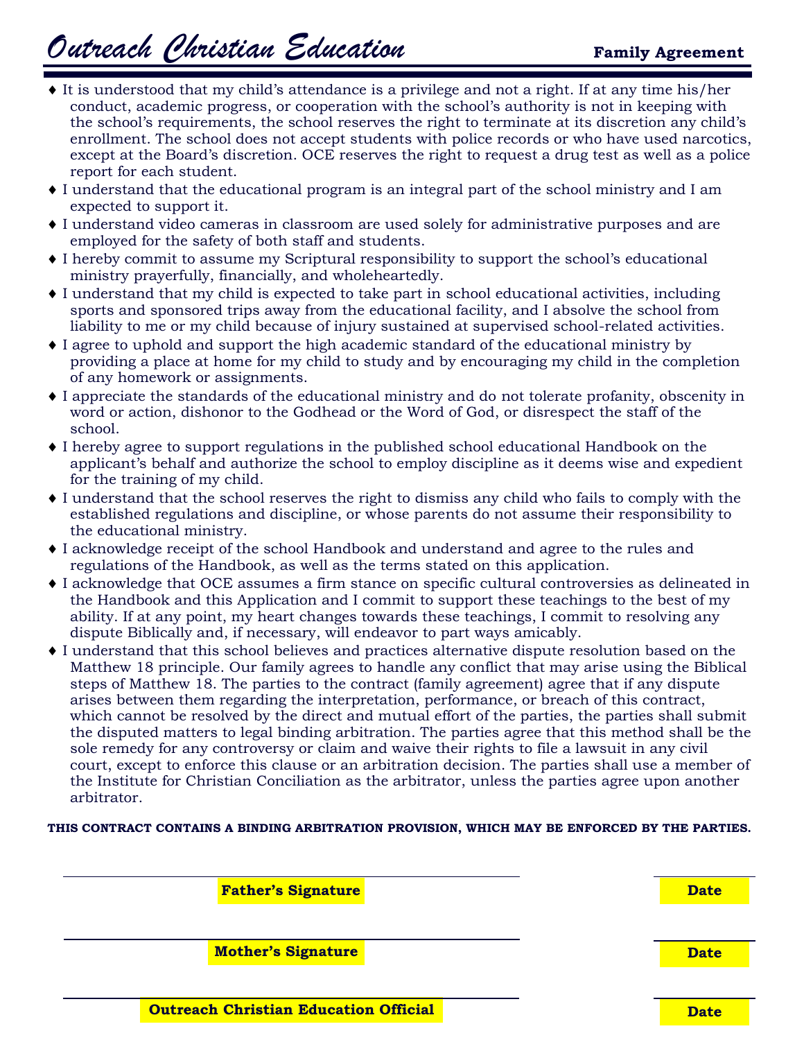# *Outreach Christian Education* **Family Agreement**

- It is understood that my child's attendance is a privilege and not a right. If at any time his/her conduct, academic progress, or cooperation with the school's authority is not in keeping with the school's requirements, the school reserves the right to terminate at its discretion any child's enrollment. The school does not accept students with police records or who have used narcotics, except at the Board's discretion. OCE reserves the right to request a drug test as well as a police report for each student.
- I understand that the educational program is an integral part of the school ministry and I am expected to support it.
- I understand video cameras in classroom are used solely for administrative purposes and are employed for the safety of both staff and students.
- I hereby commit to assume my Scriptural responsibility to support the school's educational ministry prayerfully, financially, and wholeheartedly.
- I understand that my child is expected to take part in school educational activities, including sports and sponsored trips away from the educational facility, and I absolve the school from liability to me or my child because of injury sustained at supervised school-related activities.
- I agree to uphold and support the high academic standard of the educational ministry by providing a place at home for my child to study and by encouraging my child in the completion of any homework or assignments.
- I appreciate the standards of the educational ministry and do not tolerate profanity, obscenity in word or action, dishonor to the Godhead or the Word of God, or disrespect the staff of the school.
- I hereby agree to support regulations in the published school educational Handbook on the applicant's behalf and authorize the school to employ discipline as it deems wise and expedient for the training of my child.
- I understand that the school reserves the right to dismiss any child who fails to comply with the established regulations and discipline, or whose parents do not assume their responsibility to the educational ministry.
- I acknowledge receipt of the school Handbook and understand and agree to the rules and regulations of the Handbook, as well as the terms stated on this application.
- I acknowledge that OCE assumes a firm stance on specific cultural controversies as delineated in the Handbook and this Application and I commit to support these teachings to the best of my ability. If at any point, my heart changes towards these teachings, I commit to resolving any dispute Biblically and, if necessary, will endeavor to part ways amicably.
- I understand that this school believes and practices alternative dispute resolution based on the Matthew 18 principle. Our family agrees to handle any conflict that may arise using the Biblical steps of Matthew 18. The parties to the contract (family agreement) agree that if any dispute arises between them regarding the interpretation, performance, or breach of this contract, which cannot be resolved by the direct and mutual effort of the parties, the parties shall submit the disputed matters to legal binding arbitration. The parties agree that this method shall be the sole remedy for any controversy or claim and waive their rights to file a lawsuit in any civil court, except to enforce this clause or an arbitration decision. The parties shall use a member of the Institute for Christian Conciliation as the arbitrator, unless the parties agree upon another arbitrator.

**THIS CONTRACT CONTAINS A BINDING ARBITRATION PROVISION, WHICH MAY BE ENFORCED BY THE PARTIES.**

______________________________ ____________
**Father's Signature** **Date**

______________________________ ____________
**Mother's Signature** **Date**

______________________________ ____________
**Outreach Christian Education Official** **Date**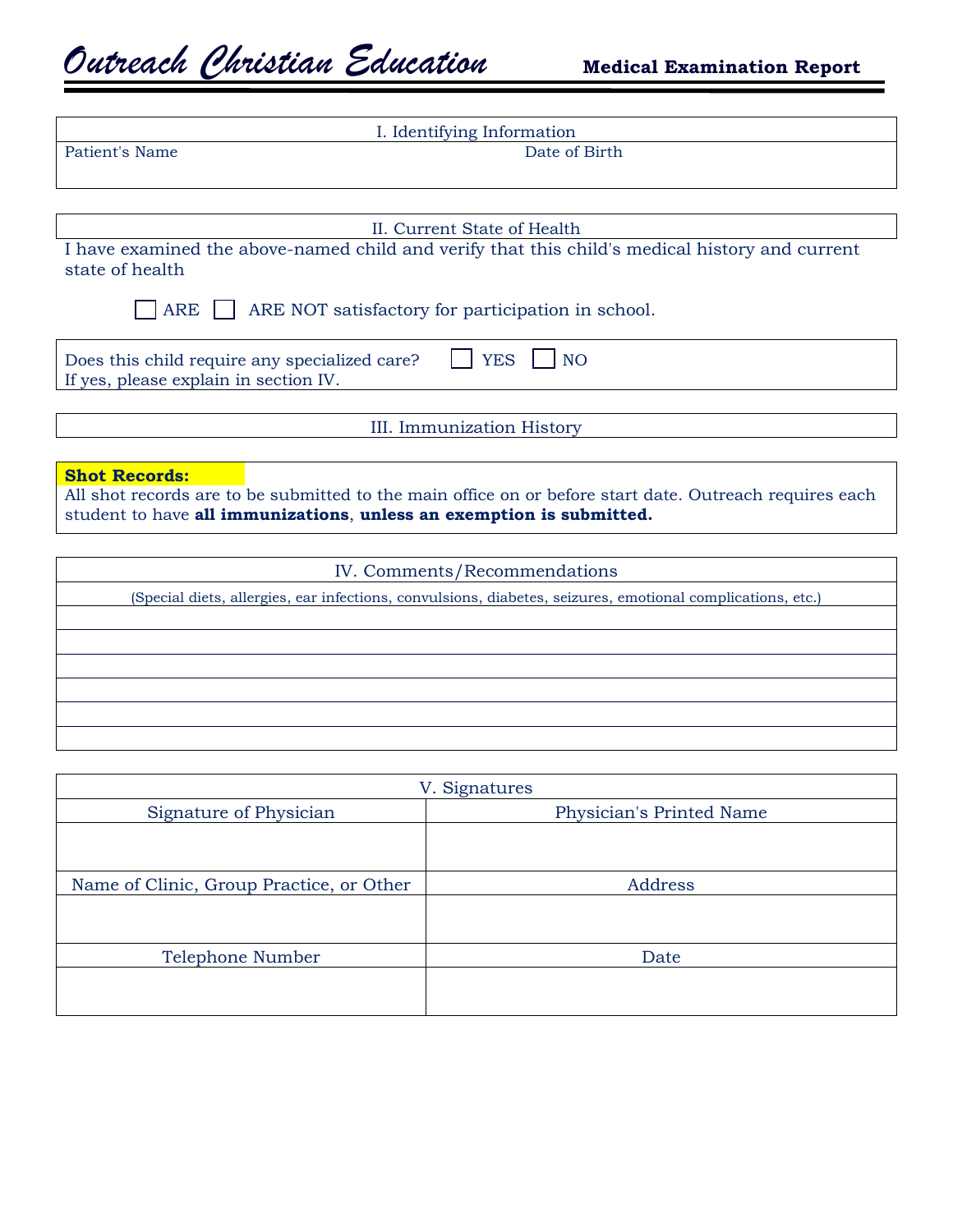# *Outreach Christian Education*

**Medical Examination Report**

| I. Identifying Information | |
|---|---|
| Patient's Name | Date of Birth |
| | |

## II. Current State of Health

I have examined the above-named child and verify that this child's medical history and current state of health

☐ ARE ☐ ARE NOT satisfactory for participation in school.

Does this child require any specialized care? ☐ YES ☐ NO
If yes, please explain in section IV.

## III. Immunization History

**Shot Records:**
All shot records are to be submitted to the main office on or before start date. Outreach requires each student to have **all immunizations**, **unless an exemption is submitted.**

| IV. Comments/Recommendations |
|---|
| (Special diets, allergies, ear infections, convulsions, diabetes, seizures, emotional complications, etc.) |
| |
| |
| |
| |
| |
| |

| V. Signatures | |
|---|---|
| Signature of Physician | Physician's Printed Name |
| | |
| Name of Clinic, Group Practice, or Other | Address |
| | |
| Telephone Number | Date |
| | |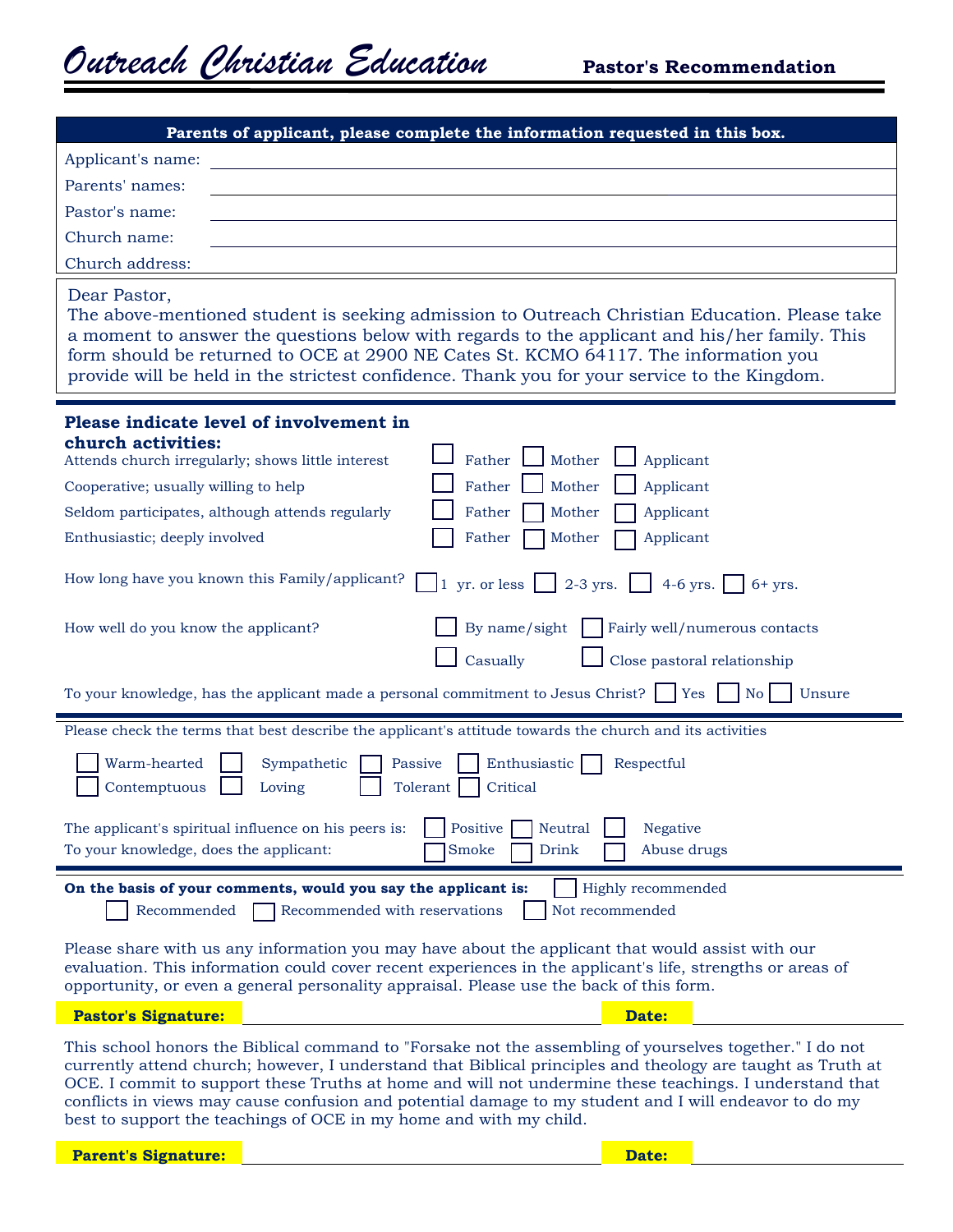# *Outreach Christian Education*

**Pastor's Recommendation**

**Parents of applicant, please complete the information requested in this box.**

Applicant's name: ______________________

Parents' names: ______________________

Pastor's name: ______________________

Church name: ______________________

Church address: ______________________

Dear Pastor,
The above-mentioned student is seeking admission to Outreach Christian Education. Please take a moment to answer the questions below with regards to the applicant and his/her family. This form should be returned to OCE at 2900 NE Cates St. KCMO 64117. The information you provide will be held in the strictest confidence. Thank you for your service to the Kingdom.

**Please indicate level of involvement in church activities:**

| | | | |
|---|---|---|---|
| Attends church irregularly; shows little interest | ☐ Father | ☐ Mother | ☐ Applicant |
| Cooperative; usually willing to help | ☐ Father | ☐ Mother | ☐ Applicant |
| Seldom participates, although attends regularly | ☐ Father | ☐ Mother | ☐ Applicant |
| Enthusiastic; deeply involved | ☐ Father | ☐ Mother | ☐ Applicant |

How long have you known this Family/applicant? ☐ 1 yr. or less ☐ 2-3 yrs. ☐ 4-6 yrs. ☐ 6+ yrs.

How well do you know the applicant? ☐ By name/sight ☐ Fairly well/numerous contacts ☐ Casually ☐ Close pastoral relationship

To your knowledge, has the applicant made a personal commitment to Jesus Christ? ☐ Yes ☐ No ☐ Unsure

Please check the terms that best describe the applicant's attitude towards the church and its activities

☐ Warm-hearted ☐ Sympathetic ☐ Passive ☐ Enthusiastic ☐ Respectful
☐ Contemptuous ☐ Loving ☐ Tolerant ☐ Critical

The applicant's spiritual influence on his peers is: ☐ Positive ☐ Neutral ☐ Negative

To your knowledge, does the applicant: ☐ Smoke ☐ Drink ☐ Abuse drugs

**On the basis of your comments, would you say the applicant is:** ☐ Highly recommended ☐ Recommended ☐ Recommended with reservations ☐ Not recommended

Please share with us any information you may have about the applicant that would assist with our evaluation. This information could cover recent experiences in the applicant's life, strengths or areas of opportunity, or even a general personality appraisal. Please use the back of this form.

**Pastor's Signature:** ______________________ **Date:** __________

This school honors the Biblical command to "Forsake not the assembling of yourselves together." I do not currently attend church; however, I understand that Biblical principles and theology are taught as Truth at OCE. I commit to support these Truths at home and will not undermine these teachings. I understand that conflicts in views may cause confusion and potential damage to my student and I will endeavor to do my best to support the teachings of OCE in my home and with my child.

**Parent's Signature:** ______________________ **Date:** __________